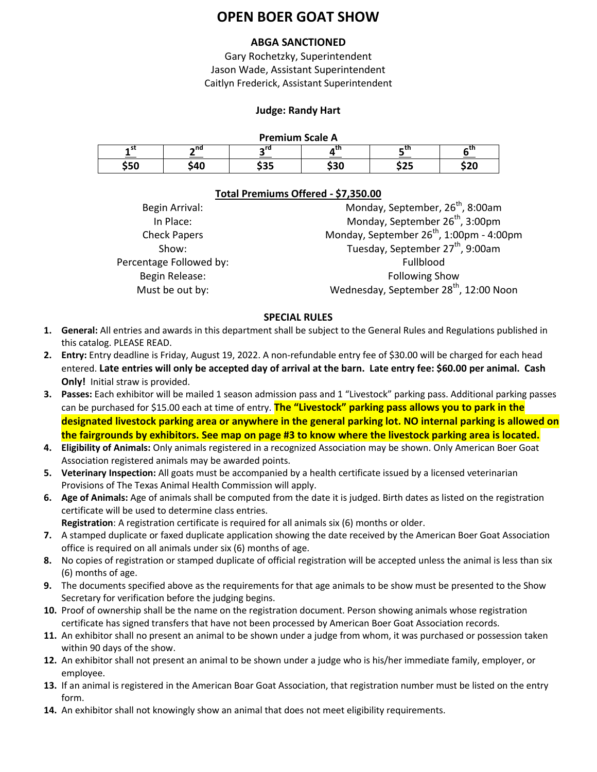# OPEN BOER GOAT SHOW

### ABGA SANCTIONED

Gary Rochetzky, Superintendent
Jason Wade, Assistant Superintendent
Caitlyn Frederick, Assistant Superintendent

**Judge: Randy Hart**

**Premium Scale A**

| 1st | 2nd | 3rd | 4th | 5th | 6th |
|---|---|---|---|---|---|
| $50 | $40 | $35 | $30 | $25 | $20 |

**Total Premiums Offered - $7,350.00**

| | |
|---|---|
| Begin Arrival: | Monday, September, 26th, 8:00am |
| In Place: | Monday, September 26th, 3:00pm |
| Check Papers | Monday, September 26th, 1:00pm - 4:00pm |
| Show: | Tuesday, September 27th, 9:00am |
| Percentage Followed by: | Fullblood |
| Begin Release: | Following Show |
| Must be out by: | Wednesday, September 28th, 12:00 Noon |

### SPECIAL RULES

1. **General:** All entries and awards in this department shall be subject to the General Rules and Regulations published in this catalog. PLEASE READ.
2. **Entry:** Entry deadline is Friday, August 19, 2022. A non-refundable entry fee of $30.00 will be charged for each head entered. **Late entries will only be accepted day of arrival at the barn. Late entry fee: $60.00 per animal. Cash Only!** Initial straw is provided.
3. **Passes:** Each exhibitor will be mailed 1 season admission pass and 1 "Livestock" parking pass. Additional parking passes can be purchased for $15.00 each at time of entry. **The "Livestock" parking pass allows you to park in the designated livestock parking area or anywhere in the general parking lot. NO internal parking is allowed on the fairgrounds by exhibitors. See map on page #3 to know where the livestock parking area is located.**
4. **Eligibility of Animals:** Only animals registered in a recognized Association may be shown. Only American Boer Goat Association registered animals may be awarded points.
5. **Veterinary Inspection:** All goats must be accompanied by a health certificate issued by a licensed veterinarian Provisions of The Texas Animal Health Commission will apply.
6. **Age of Animals:** Age of animals shall be computed from the date it is judged. Birth dates as listed on the registration certificate will be used to determine class entries.
   **Registration**: A registration certificate is required for all animals six (6) months or older.
7. A stamped duplicate or faxed duplicate application showing the date received by the American Boer Goat Association office is required on all animals under six (6) months of age.
8. No copies of registration or stamped duplicate of official registration will be accepted unless the animal is less than six (6) months of age.
9. The documents specified above as the requirements for that age animals to be show must be presented to the Show Secretary for verification before the judging begins.
10. Proof of ownership shall be the name on the registration document. Person showing animals whose registration certificate has signed transfers that have not been processed by American Boer Goat Association records.
11. An exhibitor shall no present an animal to be shown under a judge from whom, it was purchased or possession taken within 90 days of the show.
12. An exhibitor shall not present an animal to be shown under a judge who is his/her immediate family, employer, or employee.
13. If an animal is registered in the American Boar Goat Association, that registration number must be listed on the entry form.
14. An exhibitor shall not knowingly show an animal that does not meet eligibility requirements.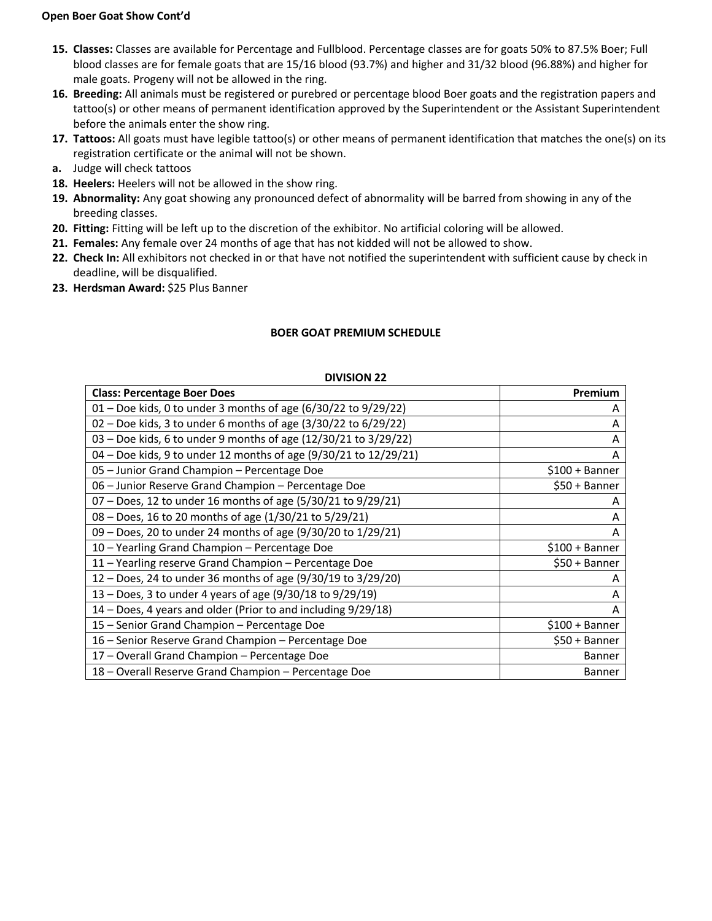**Open Boer Goat Show Cont'd**

15. **Classes:** Classes are available for Percentage and Fullblood. Percentage classes are for goats 50% to 87.5% Boer; Full blood classes are for female goats that are 15/16 blood (93.7%) and higher and 31/32 blood (96.88%) and higher for male goats. Progeny will not be allowed in the ring.
16. **Breeding:** All animals must be registered or purebred or percentage blood Boer goats and the registration papers and tattoo(s) or other means of permanent identification approved by the Superintendent or the Assistant Superintendent before the animals enter the show ring.
17. **Tattoos:** All goats must have legible tattoo(s) or other means of permanent identification that matches the one(s) on its registration certificate or the animal will not be shown.
    a. Judge will check tattoos
18. **Heelers:** Heelers will not be allowed in the show ring.
19. **Abnormality:** Any goat showing any pronounced defect of abnormality will be barred from showing in any of the breeding classes.
20. **Fitting:** Fitting will be left up to the discretion of the exhibitor. No artificial coloring will be allowed.
21. **Females:** Any female over 24 months of age that has not kidded will not be allowed to show.
22. **Check In:** All exhibitors not checked in or that have not notified the superintendent with sufficient cause by check in deadline, will be disqualified.
23. **Herdsman Award:** $25 Plus Banner

**BOER GOAT PREMIUM SCHEDULE**

**DIVISION 22**

| Class: Percentage Boer Does | Premium |
|---|---|
| 01 – Doe kids, 0 to under 3 months of age (6/30/22 to 9/29/22) | A |
| 02 – Doe kids, 3 to under 6 months of age (3/30/22 to 6/29/22) | A |
| 03 – Doe kids, 6 to under 9 months of age (12/30/21 to 3/29/22) | A |
| 04 – Doe kids, 9 to under 12 months of age (9/30/21 to 12/29/21) | A |
| 05 – Junior Grand Champion – Percentage Doe | $100 + Banner |
| 06 – Junior Reserve Grand Champion – Percentage Doe | $50 + Banner |
| 07 – Does, 12 to under 16 months of age (5/30/21 to 9/29/21) | A |
| 08 – Does, 16 to 20 months of age (1/30/21 to 5/29/21) | A |
| 09 – Does, 20 to under 24 months of age (9/30/20 to 1/29/21) | A |
| 10 – Yearling Grand Champion – Percentage Doe | $100 + Banner |
| 11 – Yearling reserve Grand Champion – Percentage Doe | $50 + Banner |
| 12 – Does, 24 to under 36 months of age (9/30/19 to 3/29/20) | A |
| 13 – Does, 3 to under 4 years of age (9/30/18 to 9/29/19) | A |
| 14 – Does, 4 years and older (Prior to and including 9/29/18) | A |
| 15 – Senior Grand Champion – Percentage Doe | $100 + Banner |
| 16 – Senior Reserve Grand Champion – Percentage Doe | $50 + Banner |
| 17 – Overall Grand Champion – Percentage Doe | Banner |
| 18 – Overall Reserve Grand Champion – Percentage Doe | Banner |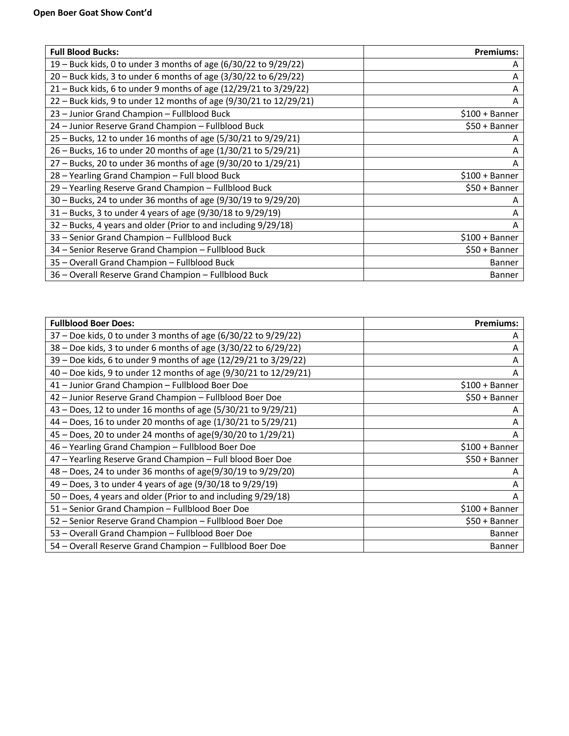**Open Boer Goat Show Cont'd**

| Full Blood Bucks: | Premiums: |
| --- | --- |
| 19 – Buck kids, 0 to under 3 months of age (6/30/22 to 9/29/22) | A |
| 20 – Buck kids, 3 to under 6 months of age (3/30/22 to 6/29/22) | A |
| 21 – Buck kids, 6 to under 9 months of age (12/29/21 to 3/29/22) | A |
| 22 – Buck kids, 9 to under 12 months of age (9/30/21 to 12/29/21) | A |
| 23 – Junior Grand Champion – Fullblood Buck | $100 + Banner |
| 24 – Junior Reserve Grand Champion – Fullblood Buck | $50 + Banner |
| 25 – Bucks, 12 to under 16 months of age (5/30/21 to 9/29/21) | A |
| 26 – Bucks, 16 to under 20 months of age (1/30/21 to 5/29/21) | A |
| 27 – Bucks, 20 to under 36 months of age (9/30/20 to 1/29/21) | A |
| 28 – Yearling Grand Champion – Full blood Buck | $100 + Banner |
| 29 – Yearling Reserve Grand Champion – Fullblood Buck | $50 + Banner |
| 30 – Bucks, 24 to under 36 months of age (9/30/19 to 9/29/20) | A |
| 31 – Bucks, 3 to under 4 years of age (9/30/18 to 9/29/19) | A |
| 32 – Bucks, 4 years and older (Prior to and including 9/29/18) | A |
| 33 – Senior Grand Champion – Fullblood Buck | $100 + Banner |
| 34 – Senior Reserve Grand Champion – Fullblood Buck | $50 + Banner |
| 35 – Overall Grand Champion – Fullblood Buck | Banner |
| 36 – Overall Reserve Grand Champion – Fullblood Buck | Banner |

| Fullblood Boer Does: | Premiums: |
| --- | --- |
| 37 – Doe kids, 0 to under 3 months of age (6/30/22 to 9/29/22) | A |
| 38 – Doe kids, 3 to under 6 months of age (3/30/22 to 6/29/22) | A |
| 39 – Doe kids, 6 to under 9 months of age (12/29/21 to 3/29/22) | A |
| 40 – Doe kids, 9 to under 12 months of age (9/30/21 to 12/29/21) | A |
| 41 – Junior Grand Champion – Fullblood Boer Doe | $100 + Banner |
| 42 – Junior Reserve Grand Champion – Fullblood Boer Doe | $50 + Banner |
| 43 – Does, 12 to under 16 months of age (5/30/21 to 9/29/21) | A |
| 44 – Does, 16 to under 20 months of age (1/30/21 to 5/29/21) | A |
| 45 – Does, 20 to under 24 months of age(9/30/20 to 1/29/21) | A |
| 46 – Yearling Grand Champion – Fullblood Boer Doe | $100 + Banner |
| 47 – Yearling Reserve Grand Champion – Full blood Boer Doe | $50 + Banner |
| 48 – Does, 24 to under 36 months of age(9/30/19 to 9/29/20) | A |
| 49 – Does, 3 to under 4 years of age (9/30/18 to 9/29/19) | A |
| 50 – Does, 4 years and older (Prior to and including 9/29/18) | A |
| 51 – Senior Grand Champion – Fullblood Boer Doe | $100 + Banner |
| 52 – Senior Reserve Grand Champion – Fullblood Boer Doe | $50 + Banner |
| 53 – Overall Grand Champion – Fullblood Boer Doe | Banner |
| 54 – Overall Reserve Grand Champion – Fullblood Boer Doe | Banner |